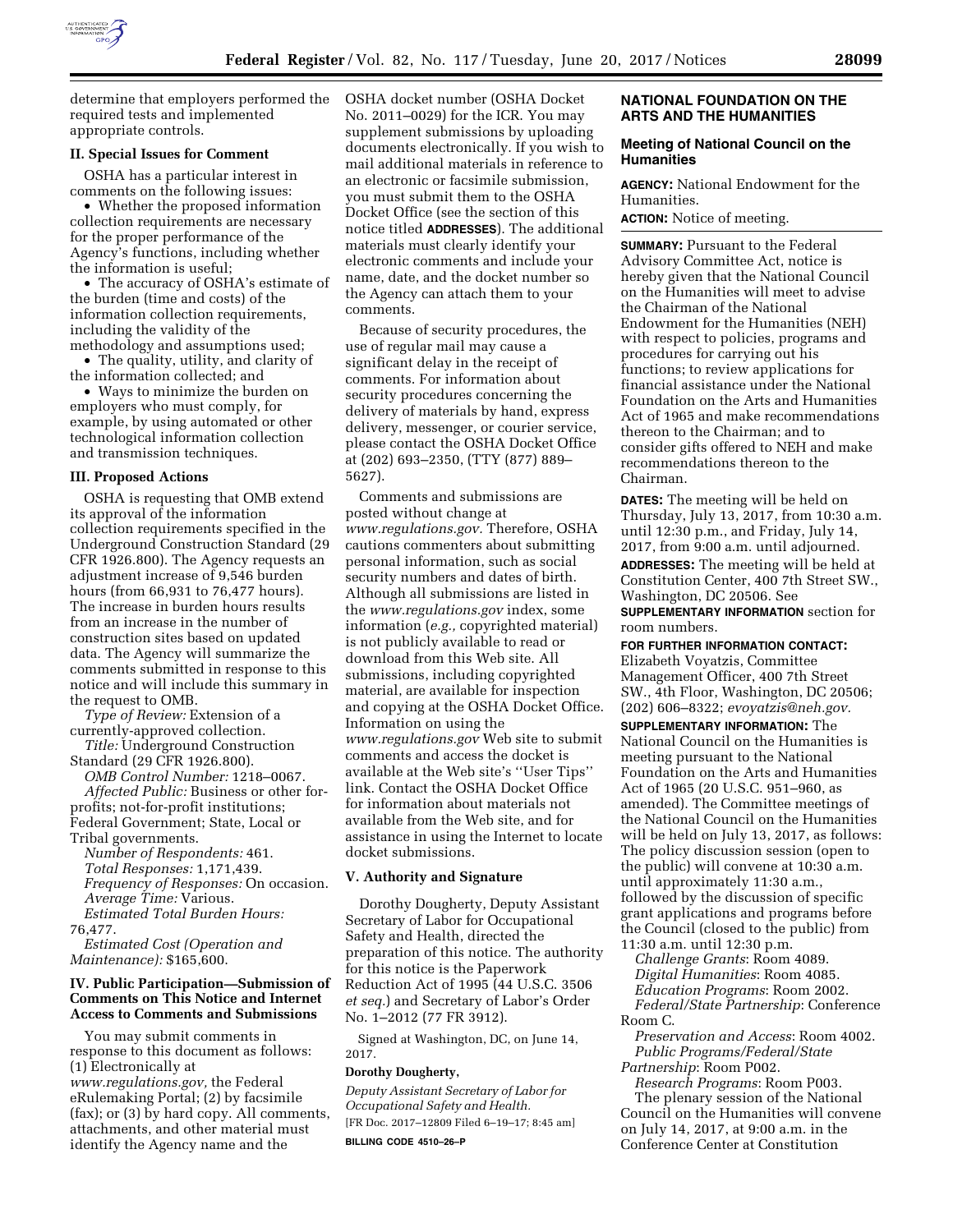determine that employers performed the required tests and implemented appropriate controls.

### II. Special Issues for Comment

OSHA has a particular interest in comments on the following issues:

- Whether the proposed information collection requirements are necessary for the proper performance of the Agency's functions, including whether the information is useful;
- The accuracy of OSHA's estimate of the burden (time and costs) of the information collection requirements, including the validity of the methodology and assumptions used;
- The quality, utility, and clarity of the information collected; and
- Ways to minimize the burden on employers who must comply, for example, by using automated or other technological information collection and transmission techniques.

### III. Proposed Actions

OSHA is requesting that OMB extend its approval of the information collection requirements specified in the Underground Construction Standard (29 CFR 1926.800). The Agency requests an adjustment increase of 9,546 burden hours (from 66,931 to 76,477 hours). The increase in burden hours results from an increase in the number of construction sites based on updated data. The Agency will summarize the comments submitted in response to this notice and will include this summary in the request to OMB.

*Type of Review:* Extension of a currently-approved collection.

*Title:* Underground Construction Standard (29 CFR 1926.800).

*OMB Control Number:* 1218–0067.

*Affected Public:* Business or other for-profits; not-for-profit institutions; Federal Government; State, Local or Tribal governments.

*Number of Respondents:* 461.

*Total Responses:* 1,171,439.

*Frequency of Responses:* On occasion.

*Average Time:* Various.

*Estimated Total Burden Hours:* 76,477.

*Estimated Cost (Operation and Maintenance):* $165,600.

### IV. Public Participation—Submission of Comments on This Notice and Internet Access to Comments and Submissions

You may submit comments in response to this document as follows: (1) Electronically at *www.regulations.gov,* the Federal eRulemaking Portal; (2) by facsimile (fax); or (3) by hard copy. All comments, attachments, and other material must identify the Agency name and the OSHA docket number (OSHA Docket No. 2011–0029) for the ICR. You may supplement submissions by uploading documents electronically. If you wish to mail additional materials in reference to an electronic or facsimile submission, you must submit them to the OSHA Docket Office (see the section of this notice titled **ADDRESSES**). The additional materials must clearly identify your electronic comments and include your name, date, and the docket number so the Agency can attach them to your comments.

Because of security procedures, the use of regular mail may cause a significant delay in the receipt of comments. For information about security procedures concerning the delivery of materials by hand, express delivery, messenger, or courier service, please contact the OSHA Docket Office at (202) 693–2350, (TTY (877) 889–5627).

Comments and submissions are posted without change at *www.regulations.gov.* Therefore, OSHA cautions commenters about submitting personal information, such as social security numbers and dates of birth. Although all submissions are listed in the *www.regulations.gov* index, some information (*e.g.,* copyrighted material) is not publicly available to read or download from this Web site. All submissions, including copyrighted material, are available for inspection and copying at the OSHA Docket Office. Information on using the *www.regulations.gov* Web site to submit comments and access the docket is available at the Web site's ''User Tips'' link. Contact the OSHA Docket Office for information about materials not available from the Web site, and for assistance in using the Internet to locate docket submissions.

### V. Authority and Signature

Dorothy Dougherty, Deputy Assistant Secretary of Labor for Occupational Safety and Health, directed the preparation of this notice. The authority for this notice is the Paperwork Reduction Act of 1995 (44 U.S.C. 3506 *et seq.*) and Secretary of Labor's Order No. 1–2012 (77 FR 3912).

Signed at Washington, DC, on June 14, 2017.

**Dorothy Dougherty,**

*Deputy Assistant Secretary of Labor for Occupational Safety and Health.*

[FR Doc. 2017–12809 Filed 6–19–17; 8:45 am]

**BILLING CODE 4510–26–P**

## NATIONAL FOUNDATION ON THE ARTS AND THE HUMANITIES

### Meeting of National Council on the Humanities

**AGENCY:** National Endowment for the Humanities.

**ACTION:** Notice of meeting.

**SUMMARY:** Pursuant to the Federal Advisory Committee Act, notice is hereby given that the National Council on the Humanities will meet to advise the Chairman of the National Endowment for the Humanities (NEH) with respect to policies, programs and procedures for carrying out his functions; to review applications for financial assistance under the National Foundation on the Arts and Humanities Act of 1965 and make recommendations thereon to the Chairman; and to consider gifts offered to NEH and make recommendations thereon to the Chairman.

**DATES:** The meeting will be held on Thursday, July 13, 2017, from 10:30 a.m. until 12:30 p.m., and Friday, July 14, 2017, from 9:00 a.m. until adjourned.

**ADDRESSES:** The meeting will be held at Constitution Center, 400 7th Street SW., Washington, DC 20506. See **SUPPLEMENTARY INFORMATION** section for room numbers.

**FOR FURTHER INFORMATION CONTACT:** Elizabeth Voyatzis, Committee Management Officer, 400 7th Street SW., 4th Floor, Washington, DC 20506; (202) 606–8322; *evoyatzis@neh.gov.*

**SUPPLEMENTARY INFORMATION:** The National Council on the Humanities is meeting pursuant to the National Foundation on the Arts and Humanities Act of 1965 (20 U.S.C. 951–960, as amended). The Committee meetings of the National Council on the Humanities will be held on July 13, 2017, as follows: The policy discussion session (open to the public) will convene at 10:30 a.m. until approximately 11:30 a.m., followed by the discussion of specific grant applications and programs before the Council (closed to the public) from 11:30 a.m. until 12:30 p.m.

*Challenge Grants*: Room 4089.

*Digital Humanities*: Room 4085.

*Education Programs*: Room 2002.

*Federal/State Partnership*: Conference Room C.

*Preservation and Access*: Room 4002.

*Public Programs/Federal/State Partnership*: Room P002.

*Research Programs*: Room P003.

The plenary session of the National Council on the Humanities will convene on July 14, 2017, at 9:00 a.m. in the Conference Center at Constitution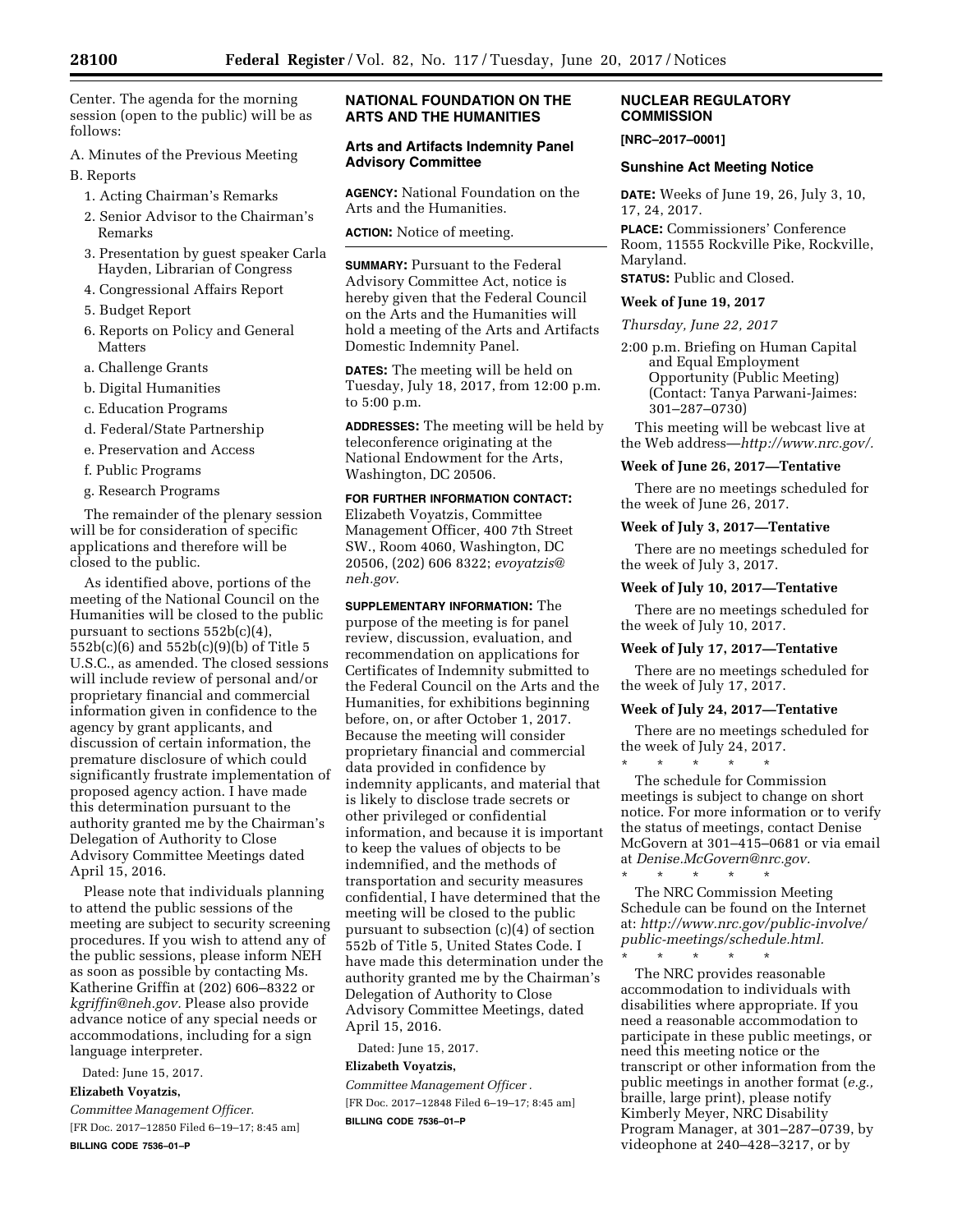Center. The agenda for the morning session (open to the public) will be as follows:

A. Minutes of the Previous Meeting

B. Reports

1. Acting Chairman's Remarks
2. Senior Advisor to the Chairman's Remarks
3. Presentation by guest speaker Carla Hayden, Librarian of Congress
4. Congressional Affairs Report
5. Budget Report
6. Reports on Policy and General Matters

a. Challenge Grants

b. Digital Humanities

c. Education Programs

d. Federal/State Partnership

e. Preservation and Access

f. Public Programs

g. Research Programs

The remainder of the plenary session will be for consideration of specific applications and therefore will be closed to the public.

As identified above, portions of the meeting of the National Council on the Humanities will be closed to the public pursuant to sections 552b(c)(4), 552b(c)(6) and 552b(c)(9)(b) of Title 5 U.S.C., as amended. The closed sessions will include review of personal and/or proprietary financial and commercial information given in confidence to the agency by grant applicants, and discussion of certain information, the premature disclosure of which could significantly frustrate implementation of proposed agency action. I have made this determination pursuant to the authority granted me by the Chairman's Delegation of Authority to Close Advisory Committee Meetings dated April 15, 2016.

Please note that individuals planning to attend the public sessions of the meeting are subject to security screening procedures. If you wish to attend any of the public sessions, please inform NEH as soon as possible by contacting Ms. Katherine Griffin at (202) 606–8322 or *kgriffin@neh.gov.* Please also provide advance notice of any special needs or accommodations, including for a sign language interpreter.

Dated: June 15, 2017.

**Elizabeth Voyatzis,**

*Committee Management Officer.*

[FR Doc. 2017–12850 Filed 6–19–17; 8:45 am]

**BILLING CODE 7536–01–P**

## NATIONAL FOUNDATION ON THE ARTS AND THE HUMANITIES

### Arts and Artifacts Indemnity Panel Advisory Committee

**AGENCY:** National Foundation on the Arts and the Humanities.

**ACTION:** Notice of meeting.

**SUMMARY:** Pursuant to the Federal Advisory Committee Act, notice is hereby given that the Federal Council on the Arts and the Humanities will hold a meeting of the Arts and Artifacts Domestic Indemnity Panel.

**DATES:** The meeting will be held on Tuesday, July 18, 2017, from 12:00 p.m. to 5:00 p.m.

**ADDRESSES:** The meeting will be held by teleconference originating at the National Endowment for the Arts, Washington, DC 20506.

**FOR FURTHER INFORMATION CONTACT:** Elizabeth Voyatzis, Committee Management Officer, 400 7th Street SW., Room 4060, Washington, DC 20506, (202) 606 8322; *evoyatzis@neh.gov.*

**SUPPLEMENTARY INFORMATION:** The purpose of the meeting is for panel review, discussion, evaluation, and recommendation on applications for Certificates of Indemnity submitted to the Federal Council on the Arts and the Humanities, for exhibitions beginning before, on, or after October 1, 2017. Because the meeting will consider proprietary financial and commercial data provided in confidence by indemnity applicants, and material that is likely to disclose trade secrets or other privileged or confidential information, and because it is important to keep the values of objects to be indemnified, and the methods of transportation and security measures confidential, I have determined that the meeting will be closed to the public pursuant to subsection (c)(4) of section 552b of Title 5, United States Code. I have made this determination under the authority granted me by the Chairman's Delegation of Authority to Close Advisory Committee Meetings, dated April 15, 2016.

Dated: June 15, 2017.

**Elizabeth Voyatzis,**

*Committee Management Officer .*

[FR Doc. 2017–12848 Filed 6–19–17; 8:45 am]

**BILLING CODE 7536–01–P**

## NUCLEAR REGULATORY COMMISSION

**[NRC–2017–0001]**

### Sunshine Act Meeting Notice

**DATE:** Weeks of June 19, 26, July 3, 10, 17, 24, 2017.

**PLACE:** Commissioners' Conference Room, 11555 Rockville Pike, Rockville, Maryland.

**STATUS:** Public and Closed.

**Week of June 19, 2017**

*Thursday, June 22, 2017*

2:00 p.m. Briefing on Human Capital and Equal Employment Opportunity (Public Meeting) (Contact: Tanya Parwani-Jaimes: 301–287–0730)

This meeting will be webcast live at the Web address—*http://www.nrc.gov/.*

**Week of June 26, 2017—Tentative**

There are no meetings scheduled for the week of June 26, 2017.

**Week of July 3, 2017—Tentative**

There are no meetings scheduled for the week of July 3, 2017.

**Week of July 10, 2017—Tentative**

There are no meetings scheduled for the week of July 10, 2017.

**Week of July 17, 2017—Tentative**

There are no meetings scheduled for the week of July 17, 2017.

**Week of July 24, 2017—Tentative**

There are no meetings scheduled for the week of July 24, 2017.

\* \* \* \* \*

The schedule for Commission meetings is subject to change on short notice. For more information or to verify the status of meetings, contact Denise McGovern at 301–415–0681 or via email at *Denise.McGovern@nrc.gov.*

\* \* \* \* \*

The NRC Commission Meeting Schedule can be found on the Internet at: *http://www.nrc.gov/public-involve/public-meetings/schedule.html.*

\* \* \* \* \*

The NRC provides reasonable accommodation to individuals with disabilities where appropriate. If you need a reasonable accommodation to participate in these public meetings, or need this meeting notice or the transcript or other information from the public meetings in another format (*e.g.,* braille, large print), please notify Kimberly Meyer, NRC Disability Program Manager, at 301–287–0739, by videophone at 240–428–3217, or by